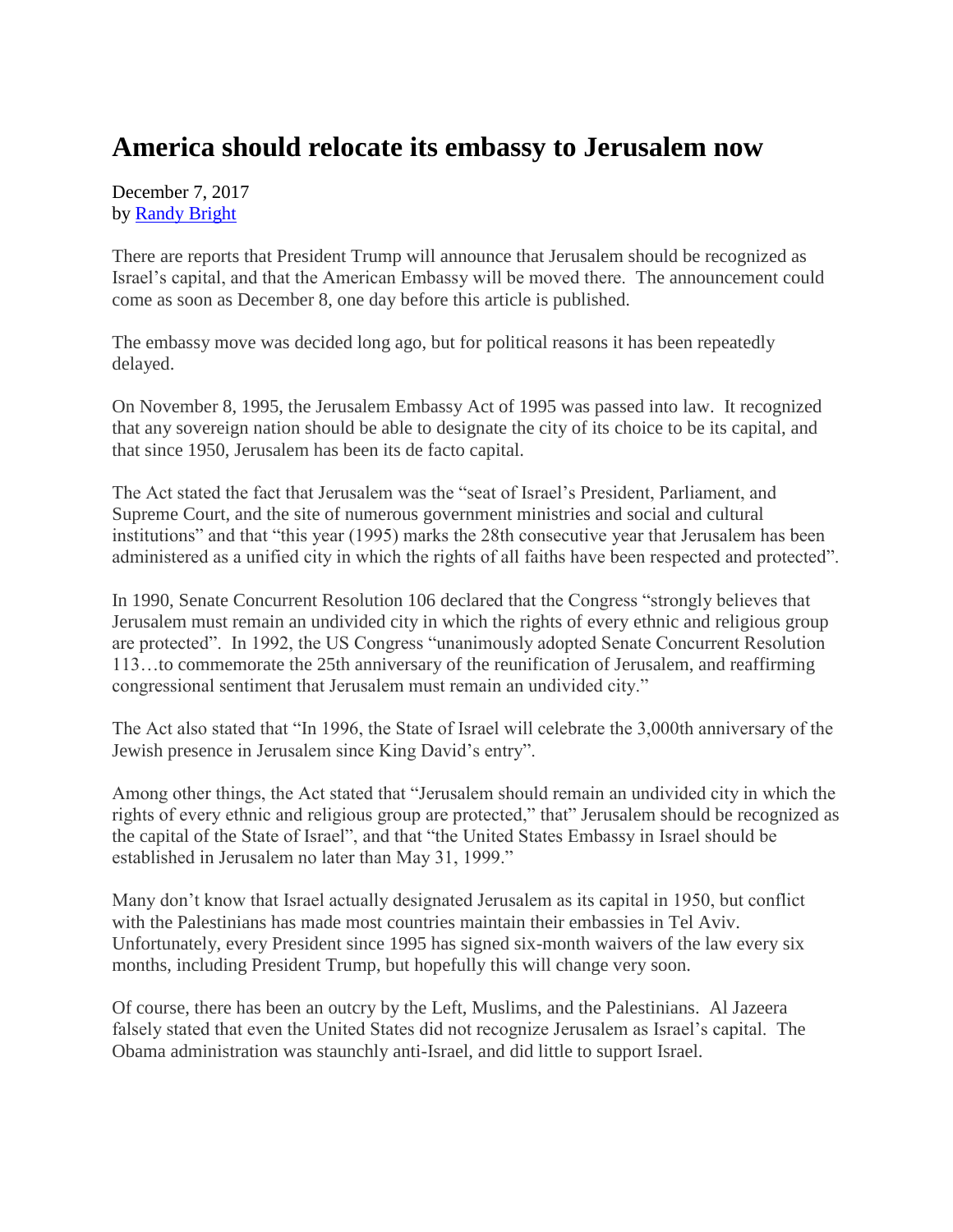# America should relocate its embassy to Jerusalem now

December 7, 2017
by [Randy Bright]

There are reports that President Trump will announce that Jerusalem should be recognized as Israel's capital, and that the American Embassy will be moved there. The announcement could come as soon as December 8, one day before this article is published.

The embassy move was decided long ago, but for political reasons it has been repeatedly delayed.

On November 8, 1995, the Jerusalem Embassy Act of 1995 was passed into law. It recognized that any sovereign nation should be able to designate the city of its choice to be its capital, and that since 1950, Jerusalem has been its de facto capital.

The Act stated the fact that Jerusalem was the "seat of Israel's President, Parliament, and Supreme Court, and the site of numerous government ministries and social and cultural institutions" and that "this year (1995) marks the 28th consecutive year that Jerusalem has been administered as a unified city in which the rights of all faiths have been respected and protected".

In 1990, Senate Concurrent Resolution 106 declared that the Congress "strongly believes that Jerusalem must remain an undivided city in which the rights of every ethnic and religious group are protected". In 1992, the US Congress "unanimously adopted Senate Concurrent Resolution 113…to commemorate the 25th anniversary of the reunification of Jerusalem, and reaffirming congressional sentiment that Jerusalem must remain an undivided city."

The Act also stated that "In 1996, the State of Israel will celebrate the 3,000th anniversary of the Jewish presence in Jerusalem since King David's entry".

Among other things, the Act stated that "Jerusalem should remain an undivided city in which the rights of every ethnic and religious group are protected," that" Jerusalem should be recognized as the capital of the State of Israel", and that "the United States Embassy in Israel should be established in Jerusalem no later than May 31, 1999."

Many don't know that Israel actually designated Jerusalem as its capital in 1950, but conflict with the Palestinians has made most countries maintain their embassies in Tel Aviv. Unfortunately, every President since 1995 has signed six-month waivers of the law every six months, including President Trump, but hopefully this will change very soon.

Of course, there has been an outcry by the Left, Muslims, and the Palestinians. Al Jazeera falsely stated that even the United States did not recognize Jerusalem as Israel's capital. The Obama administration was staunchly anti-Israel, and did little to support Israel.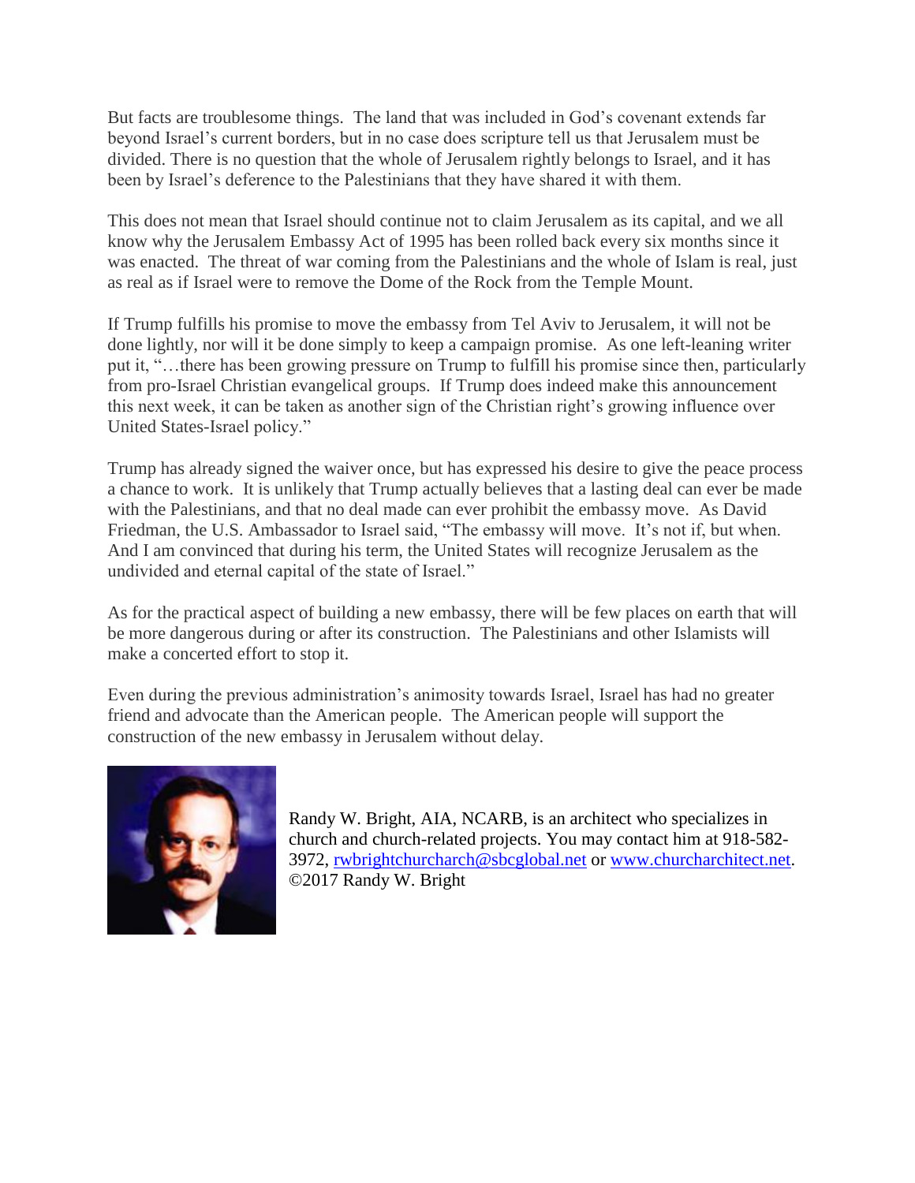But facts are troublesome things. The land that was included in God's covenant extends far beyond Israel's current borders, but in no case does scripture tell us that Jerusalem must be divided. There is no question that the whole of Jerusalem rightly belongs to Israel, and it has been by Israel's deference to the Palestinians that they have shared it with them.

This does not mean that Israel should continue not to claim Jerusalem as its capital, and we all know why the Jerusalem Embassy Act of 1995 has been rolled back every six months since it was enacted. The threat of war coming from the Palestinians and the whole of Islam is real, just as real as if Israel were to remove the Dome of the Rock from the Temple Mount.

If Trump fulfills his promise to move the embassy from Tel Aviv to Jerusalem, it will not be done lightly, nor will it be done simply to keep a campaign promise. As one left-leaning writer put it, "…there has been growing pressure on Trump to fulfill his promise since then, particularly from pro-Israel Christian evangelical groups. If Trump does indeed make this announcement this next week, it can be taken as another sign of the Christian right's growing influence over United States-Israel policy."

Trump has already signed the waiver once, but has expressed his desire to give the peace process a chance to work. It is unlikely that Trump actually believes that a lasting deal can ever be made with the Palestinians, and that no deal made can ever prohibit the embassy move. As David Friedman, the U.S. Ambassador to Israel said, "The embassy will move. It's not if, but when. And I am convinced that during his term, the United States will recognize Jerusalem as the undivided and eternal capital of the state of Israel."

As for the practical aspect of building a new embassy, there will be few places on earth that will be more dangerous during or after its construction. The Palestinians and other Islamists will make a concerted effort to stop it.

Even during the previous administration's animosity towards Israel, Israel has had no greater friend and advocate than the American people. The American people will support the construction of the new embassy in Jerusalem without delay.

Randy W. Bright, AIA, NCARB, is an architect who specializes in church and church-related projects. You may contact him at 918-582-3972, rwbrightchurcharch@sbcglobal.net or www.churcharchitect.net. ©2017 Randy W. Bright